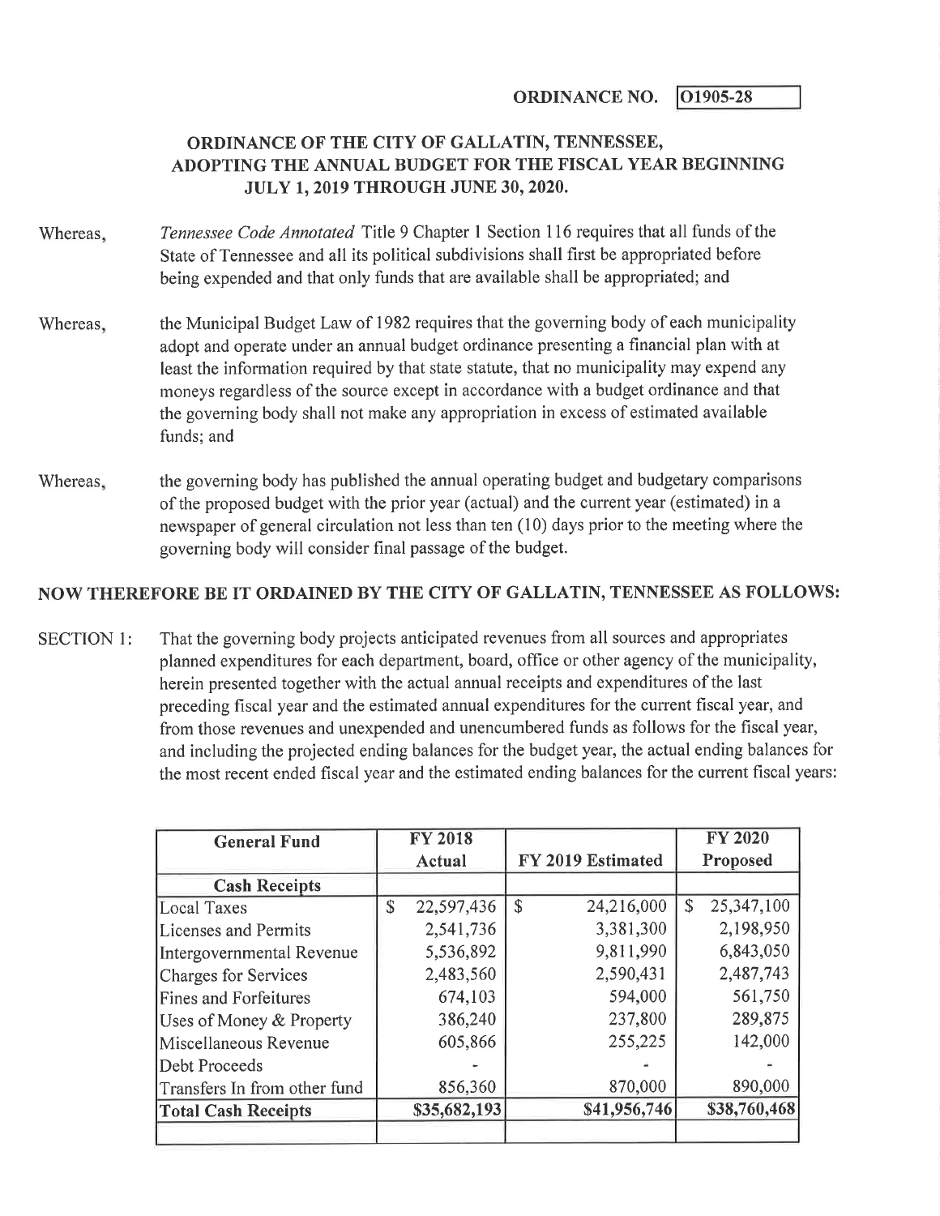**ORDINANCE NO. O1905-28**

# ORDINANCE OF THE CITY OF GALLATIN, TENNESSEE, ADOPTING THE ANNUAL BUDGET FOR THE FISCAL YEAR BEGINNING JULY 1, 2019 THROUGH JUNE 30, 2020.

Whereas, *Tennessee Code Annotated* Title 9 Chapter 1 Section 116 requires that all funds of the State of Tennessee and all its political subdivisions shall first be appropriated before being expended and that only funds that are available shall be appropriated; and

Whereas, the Municipal Budget Law of 1982 requires that the governing body of each municipality adopt and operate under an annual budget ordinance presenting a financial plan with at least the information required by that state statute, that no municipality may expend any moneys regardless of the source except in accordance with a budget ordinance and that the governing body shall not make any appropriation in excess of estimated available funds; and

Whereas, the governing body has published the annual operating budget and budgetary comparisons of the proposed budget with the prior year (actual) and the current year (estimated) in a newspaper of general circulation not less than ten (10) days prior to the meeting where the governing body will consider final passage of the budget.

**NOW THEREFORE BE IT ORDAINED BY THE CITY OF GALLATIN, TENNESSEE AS FOLLOWS:**

SECTION 1: That the governing body projects anticipated revenues from all sources and appropriates planned expenditures for each department, board, office or other agency of the municipality, herein presented together with the actual annual receipts and expenditures of the last preceding fiscal year and the estimated annual expenditures for the current fiscal year, and from those revenues and unexpended and unencumbered funds as follows for the fiscal year, and including the projected ending balances for the budget year, the actual ending balances for the most recent ended fiscal year and the estimated ending balances for the current fiscal years:

| General Fund | FY 2018 Actual | FY 2019 Estimated | FY 2020 Proposed |
|---|---|---|---|
| **Cash Receipts** | | | |
| Local Taxes | $ 22,597,436 | $ 24,216,000 | $ 25,347,100 |
| Licenses and Permits | 2,541,736 | 3,381,300 | 2,198,950 |
| Intergovernmental Revenue | 5,536,892 | 9,811,990 | 6,843,050 |
| Charges for Services | 2,483,560 | 2,590,431 | 2,487,743 |
| Fines and Forfeitures | 674,103 | 594,000 | 561,750 |
| Uses of Money & Property | 386,240 | 237,800 | 289,875 |
| Miscellaneous Revenue | 605,866 | 255,225 | 142,000 |
| Debt Proceeds | - | - | - |
| Transfers In from other fund | 856,360 | 870,000 | 890,000 |
| **Total Cash Receipts** | **$35,682,193** | **$41,956,746** | **$38,760,468** |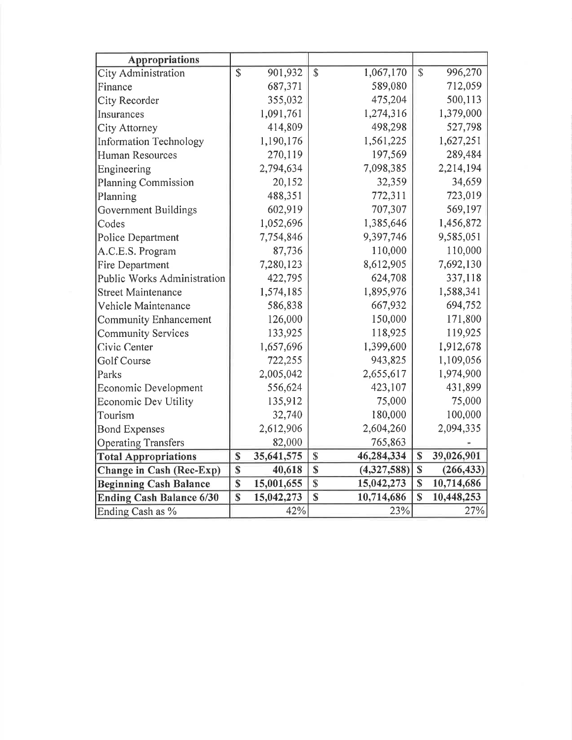| Appropriations | | | |
|---|---|---|---|
| City Administration | $ 901,932 | $ 1,067,170 | $ 996,270 |
| Finance | 687,371 | 589,080 | 712,059 |
| City Recorder | 355,032 | 475,204 | 500,113 |
| Insurances | 1,091,761 | 1,274,316 | 1,379,000 |
| City Attorney | 414,809 | 498,298 | 527,798 |
| Information Technology | 1,190,176 | 1,561,225 | 1,627,251 |
| Human Resources | 270,119 | 197,569 | 289,484 |
| Engineering | 2,794,634 | 7,098,385 | 2,214,194 |
| Planning Commission | 20,152 | 32,359 | 34,659 |
| Planning | 488,351 | 772,311 | 723,019 |
| Government Buildings | 602,919 | 707,307 | 569,197 |
| Codes | 1,052,696 | 1,385,646 | 1,456,872 |
| Police Department | 7,754,846 | 9,397,746 | 9,585,051 |
| A.C.E.S. Program | 87,736 | 110,000 | 110,000 |
| Fire Department | 7,280,123 | 8,612,905 | 7,692,130 |
| Public Works Administration | 422,795 | 624,708 | 337,118 |
| Street Maintenance | 1,574,185 | 1,895,976 | 1,588,341 |
| Vehicle Maintenance | 586,838 | 667,932 | 694,752 |
| Community Enhancement | 126,000 | 150,000 | 171,800 |
| Community Services | 133,925 | 118,925 | 119,925 |
| Civic Center | 1,657,696 | 1,399,600 | 1,912,678 |
| Golf Course | 722,255 | 943,825 | 1,109,056 |
| Parks | 2,005,042 | 2,655,617 | 1,974,900 |
| Economic Development | 556,624 | 423,107 | 431,899 |
| Economic Dev Utility | 135,912 | 75,000 | 75,000 |
| Tourism | 32,740 | 180,000 | 100,000 |
| Bond Expenses | 2,612,906 | 2,604,260 | 2,094,335 |
| Operating Transfers | 82,000 | 765,863 | - |
| **Total Appropriations** | **$ 35,641,575** | **$ 46,284,334** | **$ 39,026,901** |
| **Change in Cash (Rec-Exp)** | **$ 40,618** | **$ (4,327,588)** | **$ (266,433)** |
| **Beginning Cash Balance** | **$ 15,001,655** | **$ 15,042,273** | **$ 10,714,686** |
| **Ending Cash Balance 6/30** | **$ 15,042,273** | **$ 10,714,686** | **$ 10,448,253** |
| Ending Cash as % | 42% | 23% | 27% |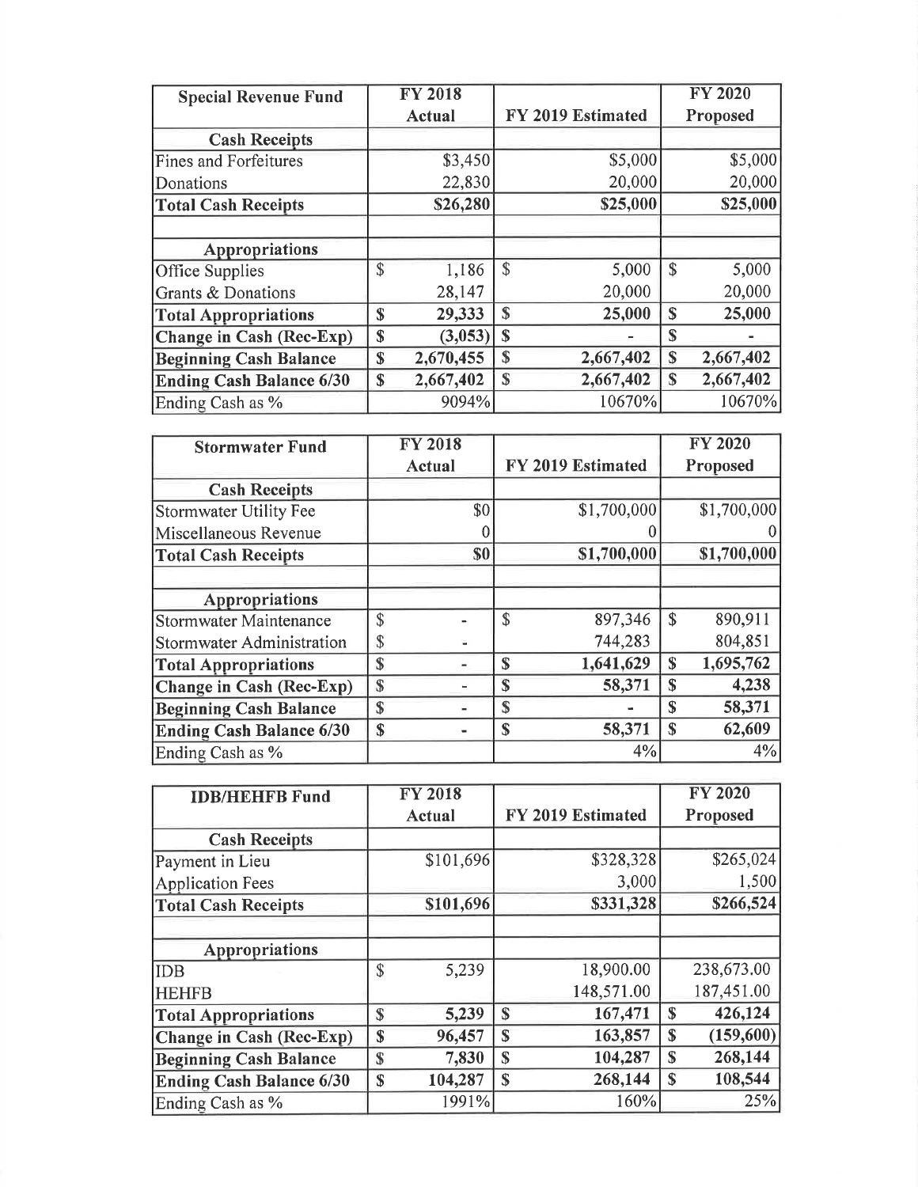| Special Revenue Fund | FY 2018 Actual | FY 2019 Estimated | FY 2020 Proposed |
|---|---|---|---|
| **Cash Receipts** | | | |
| Fines and Forfeitures | $3,450 | $5,000 | $5,000 |
| Donations | 22,830 | 20,000 | 20,000 |
| **Total Cash Receipts** | **$26,280** | **$25,000** | **$25,000** |
| | | | |
| **Appropriations** | | | |
| Office Supplies | $ 1,186 | $ 5,000 | $ 5,000 |
| Grants & Donations | 28,147 | 20,000 | 20,000 |
| **Total Appropriations** | **$ 29,333** | **$ 25,000** | **$ 25,000** |
| **Change in Cash (Rec-Exp)** | **$ (3,053)** | **$ -** | **$ -** |
| **Beginning Cash Balance** | **$ 2,670,455** | **$ 2,667,402** | **$ 2,667,402** |
| **Ending Cash Balance 6/30** | **$ 2,667,402** | **$ 2,667,402** | **$ 2,667,402** |
| Ending Cash as % | 9094% | 10670% | 10670% |

| Stormwater Fund | FY 2018 Actual | FY 2019 Estimated | FY 2020 Proposed |
|---|---|---|---|
| **Cash Receipts** | | | |
| Stormwater Utility Fee | $0 | $1,700,000 | $1,700,000 |
| Miscellaneous Revenue | 0 | 0 | 0 |
| **Total Cash Receipts** | **$0** | **$1,700,000** | **$1,700,000** |
| | | | |
| **Appropriations** | | | |
| Stormwater Maintenance | $ - | $ 897,346 | $ 890,911 |
| Stormwater Administration | $ - | 744,283 | 804,851 |
| **Total Appropriations** | **$ -** | **$ 1,641,629** | **$ 1,695,762** |
| **Change in Cash (Rec-Exp)** | **$ -** | **$ 58,371** | **$ 4,238** |
| **Beginning Cash Balance** | **$ -** | **$ -** | **$ 58,371** |
| **Ending Cash Balance 6/30** | **$ -** | **$ 58,371** | **$ 62,609** |
| Ending Cash as % | | 4% | 4% |

| IDB/HEHFB Fund | FY 2018 Actual | FY 2019 Estimated | FY 2020 Proposed |
|---|---|---|---|
| **Cash Receipts** | | | |
| Payment in Lieu | $101,696 | $328,328 | $265,024 |
| Application Fees | | 3,000 | 1,500 |
| **Total Cash Receipts** | **$101,696** | **$331,328** | **$266,524** |
| | | | |
| **Appropriations** | | | |
| IDB | $ 5,239 | 18,900.00 | 238,673.00 |
| HEHFB | | 148,571.00 | 187,451.00 |
| **Total Appropriations** | **$ 5,239** | **$ 167,471** | **$ 426,124** |
| **Change in Cash (Rec-Exp)** | **$ 96,457** | **$ 163,857** | **$ (159,600)** |
| **Beginning Cash Balance** | **$ 7,830** | **$ 104,287** | **$ 268,144** |
| **Ending Cash Balance 6/30** | **$ 104,287** | **$ 268,144** | **$ 108,544** |
| Ending Cash as % | 1991% | 160% | 25% |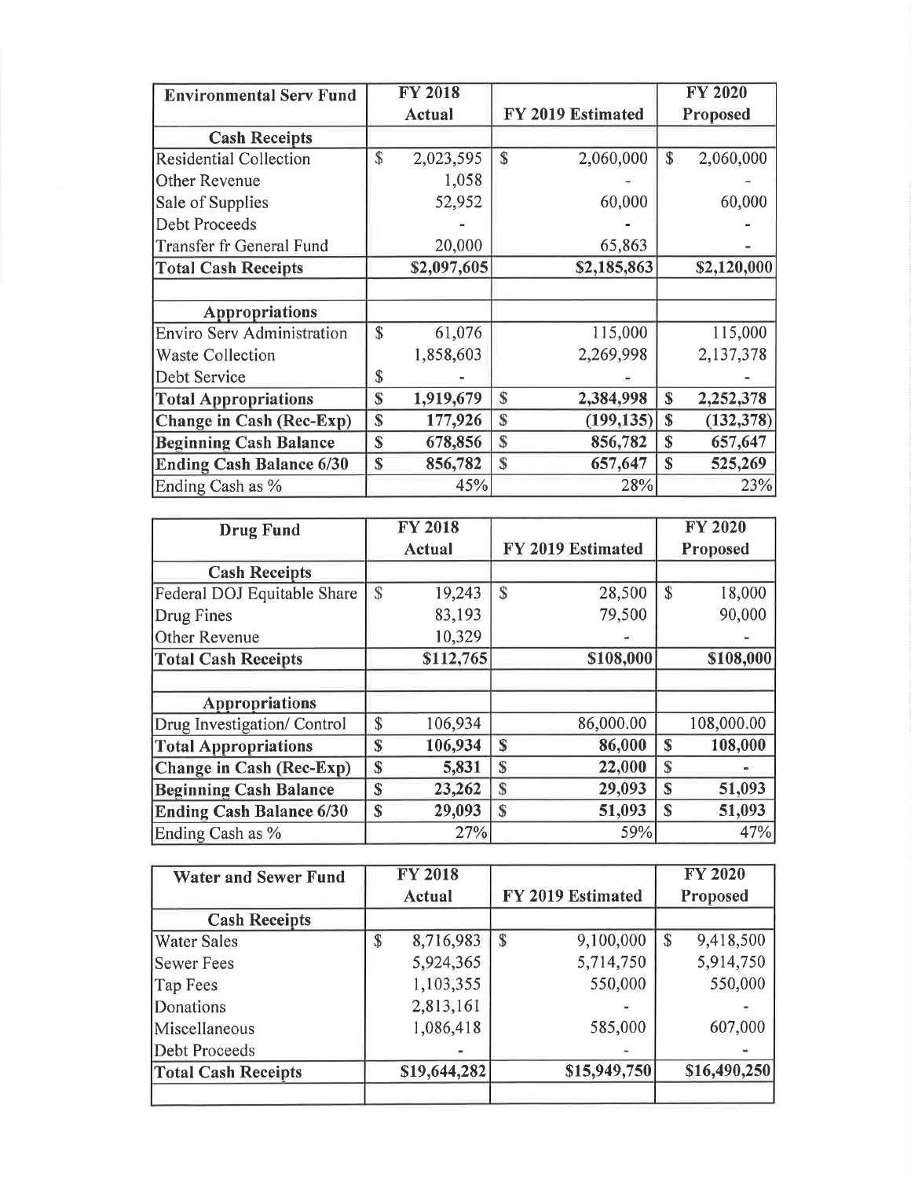| Environmental Serv Fund | FY 2018 Actual | FY 2019 Estimated | FY 2020 Proposed |
|---|---|---|---|
| **Cash Receipts** | | | |
| Residential Collection | $ 2,023,595 | $ 2,060,000 | $ 2,060,000 |
| Other Revenue | 1,058 | - | - |
| Sale of Supplies | 52,952 | 60,000 | 60,000 |
| Debt Proceeds | - | - | - |
| Transfer fr General Fund | 20,000 | 65,863 | - |
| **Total Cash Receipts** | **$2,097,605** | **$2,185,863** | **$2,120,000** |
| | | | |
| **Appropriations** | | | |
| Enviro Serv Administration | $ 61,076 | 115,000 | 115,000 |
| Waste Collection | 1,858,603 | 2,269,998 | 2,137,378 |
| Debt Service | $ - | - | - |
| **Total Appropriations** | **$ 1,919,679** | **$ 2,384,998** | **$ 2,252,378** |
| **Change in Cash (Rec-Exp)** | **$ 177,926** | **$ (199,135)** | **$ (132,378)** |
| **Beginning Cash Balance** | **$ 678,856** | **$ 856,782** | **$ 657,647** |
| **Ending Cash Balance 6/30** | **$ 856,782** | **$ 657,647** | **$ 525,269** |
| Ending Cash as % | 45% | 28% | 23% |

| Drug Fund | FY 2018 Actual | FY 2019 Estimated | FY 2020 Proposed |
|---|---|---|---|
| **Cash Receipts** | | | |
| Federal DOJ Equitable Share | $ 19,243 | $ 28,500 | $ 18,000 |
| Drug Fines | 83,193 | 79,500 | 90,000 |
| Other Revenue | 10,329 | - | - |
| **Total Cash Receipts** | **$112,765** | **$108,000** | **$108,000** |
| | | | |
| **Appropriations** | | | |
| Drug Investigation/ Control | $ 106,934 | 86,000.00 | 108,000.00 |
| **Total Appropriations** | **$ 106,934** | **$ 86,000** | **$ 108,000** |
| **Change in Cash (Rec-Exp)** | **$ 5,831** | **$ 22,000** | **$ -** |
| **Beginning Cash Balance** | **$ 23,262** | **$ 29,093** | **$ 51,093** |
| **Ending Cash Balance 6/30** | **$ 29,093** | **$ 51,093** | **$ 51,093** |
| Ending Cash as % | 27% | 59% | 47% |

| Water and Sewer Fund | FY 2018 Actual | FY 2019 Estimated | FY 2020 Proposed |
|---|---|---|---|
| **Cash Receipts** | | | |
| Water Sales | $ 8,716,983 | $ 9,100,000 | $ 9,418,500 |
| Sewer Fees | 5,924,365 | 5,714,750 | 5,914,750 |
| Tap Fees | 1,103,355 | 550,000 | 550,000 |
| Donations | 2,813,161 | - | - |
| Miscellaneous | 1,086,418 | 585,000 | 607,000 |
| Debt Proceeds | - | - | - |
| **Total Cash Receipts** | **$19,644,282** | **$15,949,750** | **$16,490,250** |
| | | | |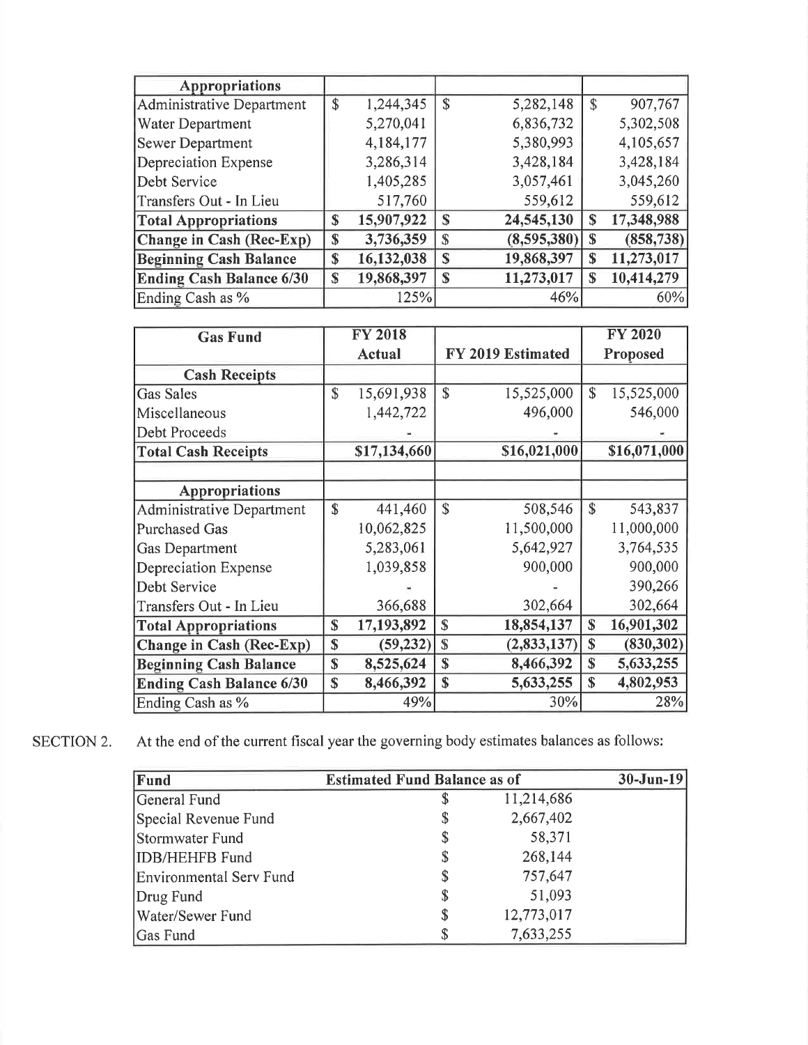| Appropriations | | | |
|---|---|---|---|
| Administrative Department | $ 1,244,345 | $ 5,282,148 | $ 907,767 |
| Water Department | 5,270,041 | 6,836,732 | 5,302,508 |
| Sewer Department | 4,184,177 | 5,380,993 | 4,105,657 |
| Depreciation Expense | 3,286,314 | 3,428,184 | 3,428,184 |
| Debt Service | 1,405,285 | 3,057,461 | 3,045,260 |
| Transfers Out - In Lieu | 517,760 | 559,612 | 559,612 |
| **Total Appropriations** | **$ 15,907,922** | **$ 24,545,130** | **$ 17,348,988** |
| **Change in Cash (Rec-Exp)** | **$ 3,736,359** | **$ (8,595,380)** | **$ (858,738)** |
| **Beginning Cash Balance** | **$ 16,132,038** | **$ 19,868,397** | **$ 11,273,017** |
| **Ending Cash Balance 6/30** | **$ 19,868,397** | **$ 11,273,017** | **$ 10,414,279** |
| Ending Cash as % | 125% | 46% | 60% |

| Gas Fund | FY 2018 Actual | FY 2019 Estimated | FY 2020 Proposed |
|---|---|---|---|
| **Cash Receipts** | | | |
| Gas Sales | $ 15,691,938 | $ 15,525,000 | $ 15,525,000 |
| Miscellaneous | 1,442,722 | 496,000 | 546,000 |
| Debt Proceeds | - | - | - |
| **Total Cash Receipts** | **$17,134,660** | **$16,021,000** | **$16,071,000** |
| | | | |
| **Appropriations** | | | |
| Administrative Department | $ 441,460 | $ 508,546 | $ 543,837 |
| Purchased Gas | 10,062,825 | 11,500,000 | 11,000,000 |
| Gas Department | 5,283,061 | 5,642,927 | 3,764,535 |
| Depreciation Expense | 1,039,858 | 900,000 | 900,000 |
| Debt Service | - | - | 390,266 |
| Transfers Out - In Lieu | 366,688 | 302,664 | 302,664 |
| **Total Appropriations** | **$ 17,193,892** | **$ 18,854,137** | **$ 16,901,302** |
| **Change in Cash (Rec-Exp)** | **$ (59,232)** | **$ (2,833,137)** | **$ (830,302)** |
| **Beginning Cash Balance** | **$ 8,525,624** | **$ 8,466,392** | **$ 5,633,255** |
| **Ending Cash Balance 6/30** | **$ 8,466,392** | **$ 5,633,255** | **$ 4,802,953** |
| Ending Cash as % | 49% | 30% | 28% |

SECTION 2. At the end of the current fiscal year the governing body estimates balances as follows:

| Fund | Estimated Fund Balance as of 30-Jun-19 |
|---|---|
| General Fund | $ 11,214,686 |
| Special Revenue Fund | $ 2,667,402 |
| Stormwater Fund | $ 58,371 |
| IDB/HEHFB Fund | $ 268,144 |
| Environmental Serv Fund | $ 757,647 |
| Drug Fund | $ 51,093 |
| Water/Sewer Fund | $ 12,773,017 |
| Gas Fund | $ 7,633,255 |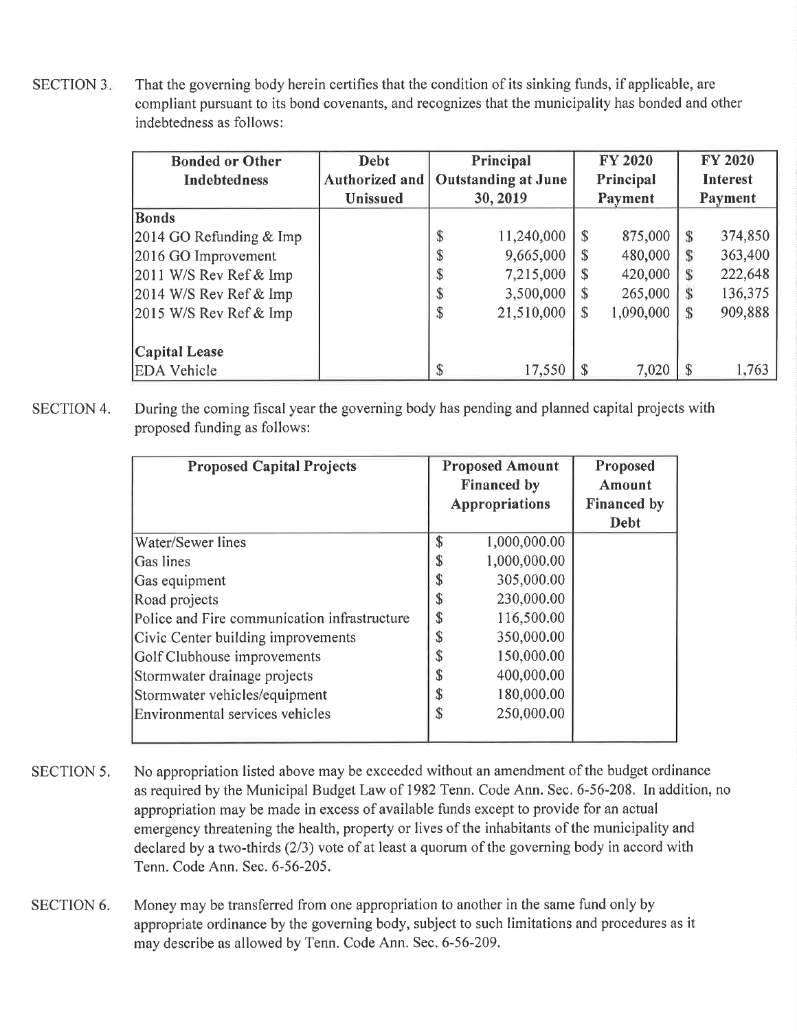SECTION 3. That the governing body herein certifies that the condition of its sinking funds, if applicable, are compliant pursuant to its bond covenants, and recognizes that the municipality has bonded and other indebtedness as follows:

| Bonded or Other Indebtedness | Debt Authorized and Unissued | Principal Outstanding at June 30, 2019 | FY 2020 Principal Payment | FY 2020 Interest Payment |
|---|---|---|---|---|
| **Bonds** | | | | |
| 2014 GO Refunding & Imp | | $ 11,240,000 | $ 875,000 | $ 374,850 |
| 2016 GO Improvement | | $ 9,665,000 | $ 480,000 | $ 363,400 |
| 2011 W/S Rev Ref & Imp | | $ 7,215,000 | $ 420,000 | $ 222,648 |
| 2014 W/S Rev Ref & Imp | | $ 3,500,000 | $ 265,000 | $ 136,375 |
| 2015 W/S Rev Ref & Imp | | $ 21,510,000 | $ 1,090,000 | $ 909,888 |
| **Capital Lease** | | | | |
| EDA Vehicle | | $ 17,550 | $ 7,020 | $ 1,763 |

SECTION 4. During the coming fiscal year the governing body has pending and planned capital projects with proposed funding as follows:

| Proposed Capital Projects | Proposed Amount Financed by Appropriations | Proposed Amount Financed by Debt |
|---|---|---|
| Water/Sewer lines | $ 1,000,000.00 | |
| Gas lines | $ 1,000,000.00 | |
| Gas equipment | $ 305,000.00 | |
| Road projects | $ 230,000.00 | |
| Police and Fire communication infrastructure | $ 116,500.00 | |
| Civic Center building improvements | $ 350,000.00 | |
| Golf Clubhouse improvements | $ 150,000.00 | |
| Stormwater drainage projects | $ 400,000.00 | |
| Stormwater vehicles/equipment | $ 180,000.00 | |
| Environmental services vehicles | $ 250,000.00 | |

SECTION 5. No appropriation listed above may be exceeded without an amendment of the budget ordinance as required by the Municipal Budget Law of 1982 Tenn. Code Ann. Sec. 6-56-208. In addition, no appropriation may be made in excess of available funds except to provide for an actual emergency threatening the health, property or lives of the inhabitants of the municipality and declared by a two-thirds (2/3) vote of at least a quorum of the governing body in accord with Tenn. Code Ann. Sec. 6-56-205.

SECTION 6. Money may be transferred from one appropriation to another in the same fund only by appropriate ordinance by the governing body, subject to such limitations and procedures as it may describe as allowed by Tenn. Code Ann. Sec. 6-56-209.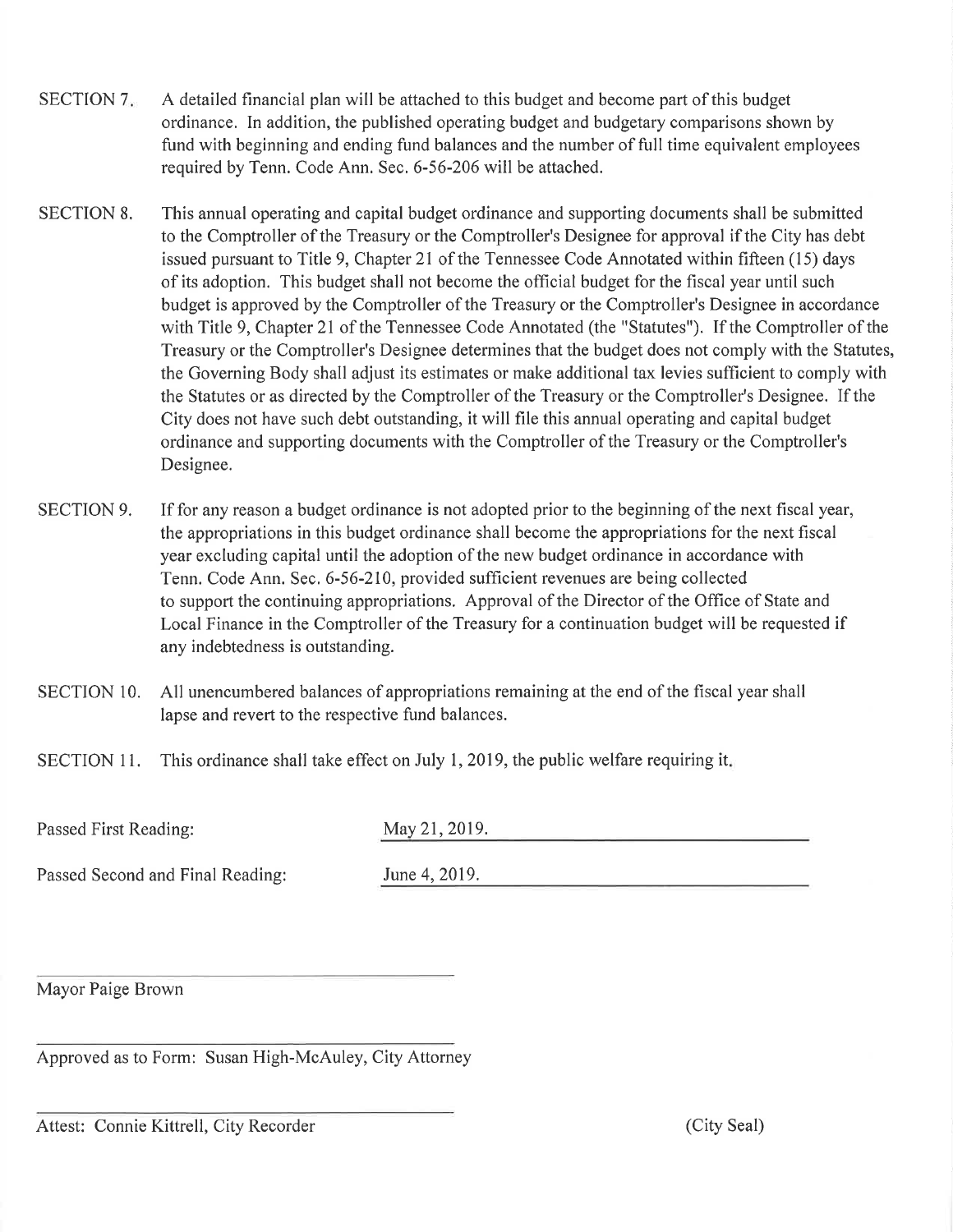SECTION 7. A detailed financial plan will be attached to this budget and become part of this budget ordinance. In addition, the published operating budget and budgetary comparisons shown by fund with beginning and ending fund balances and the number of full time equivalent employees required by Tenn. Code Ann. Sec. 6-56-206 will be attached.

SECTION 8. This annual operating and capital budget ordinance and supporting documents shall be submitted to the Comptroller of the Treasury or the Comptroller's Designee for approval if the City has debt issued pursuant to Title 9, Chapter 21 of the Tennessee Code Annotated within fifteen (15) days of its adoption. This budget shall not become the official budget for the fiscal year until such budget is approved by the Comptroller of the Treasury or the Comptroller's Designee in accordance with Title 9, Chapter 21 of the Tennessee Code Annotated (the "Statutes"). If the Comptroller of the Treasury or the Comptroller's Designee determines that the budget does not comply with the Statutes, the Governing Body shall adjust its estimates or make additional tax levies sufficient to comply with the Statutes or as directed by the Comptroller of the Treasury or the Comptroller's Designee. If the City does not have such debt outstanding, it will file this annual operating and capital budget ordinance and supporting documents with the Comptroller of the Treasury or the Comptroller's Designee.

SECTION 9. If for any reason a budget ordinance is not adopted prior to the beginning of the next fiscal year, the appropriations in this budget ordinance shall become the appropriations for the next fiscal year excluding capital until the adoption of the new budget ordinance in accordance with Tenn. Code Ann. Sec. 6-56-210, provided sufficient revenues are being collected to support the continuing appropriations. Approval of the Director of the Office of State and Local Finance in the Comptroller of the Treasury for a continuation budget will be requested if any indebtedness is outstanding.

SECTION 10. All unencumbered balances of appropriations remaining at the end of the fiscal year shall lapse and revert to the respective fund balances.

SECTION 11. This ordinance shall take effect on July 1, 2019, the public welfare requiring it.

Passed First Reading: May 21, 2019.

Passed Second and Final Reading: June 4, 2019.

Mayor Paige Brown

Approved as to Form: Susan High-McAuley, City Attorney

Attest: Connie Kittrell, City Recorder (City Seal)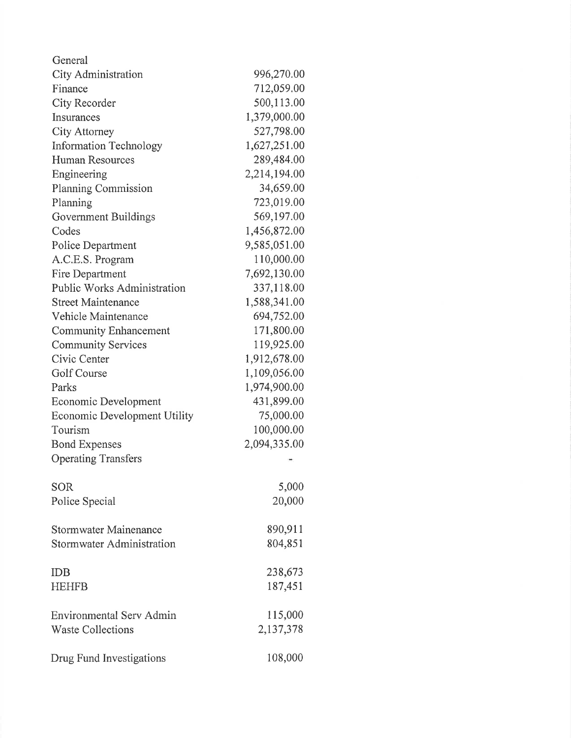| General | |
|---|---|
| City Administration | 996,270.00 |
| Finance | 712,059.00 |
| City Recorder | 500,113.00 |
| Insurances | 1,379,000.00 |
| City Attorney | 527,798.00 |
| Information Technology | 1,627,251.00 |
| Human Resources | 289,484.00 |
| Engineering | 2,214,194.00 |
| Planning Commission | 34,659.00 |
| Planning | 723,019.00 |
| Government Buildings | 569,197.00 |
| Codes | 1,456,872.00 |
| Police Department | 9,585,051.00 |
| A.C.E.S. Program | 110,000.00 |
| Fire Department | 7,692,130.00 |
| Public Works Administration | 337,118.00 |
| Street Maintenance | 1,588,341.00 |
| Vehicle Maintenance | 694,752.00 |
| Community Enhancement | 171,800.00 |
| Community Services | 119,925.00 |
| Civic Center | 1,912,678.00 |
| Golf Course | 1,109,056.00 |
| Parks | 1,974,900.00 |
| Economic Development | 431,899.00 |
| Economic Development Utility | 75,000.00 |
| Tourism | 100,000.00 |
| Bond Expenses | 2,094,335.00 |
| Operating Transfers | - |
| | |
| SOR | 5,000 |
| Police Special | 20,000 |
| | |
| Stormwater Mainenance | 890,911 |
| Stormwater Administration | 804,851 |
| | |
| IDB | 238,673 |
| HEHFB | 187,451 |
| | |
| Environmental Serv Admin | 115,000 |
| Waste Collections | 2,137,378 |
| | |
| Drug Fund Investigations | 108,000 |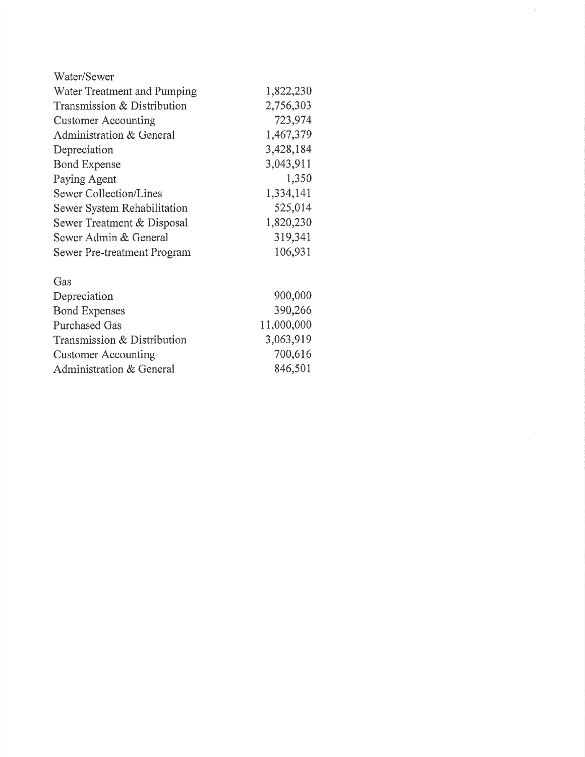| Water/Sewer | |
|---|---|
| Water Treatment and Pumping | 1,822,230 |
| Transmission & Distribution | 2,756,303 |
| Customer Accounting | 723,974 |
| Administration & General | 1,467,379 |
| Depreciation | 3,428,184 |
| Bond Expense | 3,043,911 |
| Paying Agent | 1,350 |
| Sewer Collection/Lines | 1,334,141 |
| Sewer System Rehabilitation | 525,014 |
| Sewer Treatment & Disposal | 1,820,230 |
| Sewer Admin & General | 319,341 |
| Sewer Pre-treatment Program | 106,931 |

| Gas | |
|---|---|
| Depreciation | 900,000 |
| Bond Expenses | 390,266 |
| Purchased Gas | 11,000,000 |
| Transmission & Distribution | 3,063,919 |
| Customer Accounting | 700,616 |
| Administration & General | 846,501 |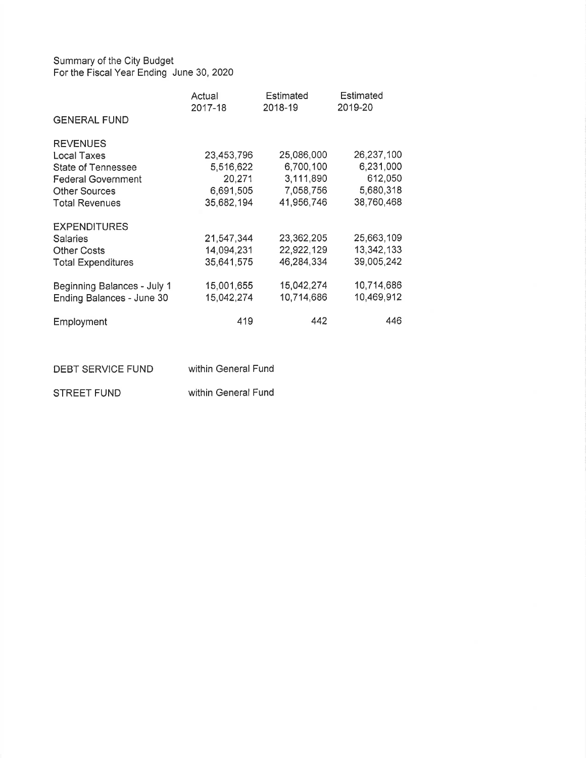Summary of the City Budget
For the Fiscal Year Ending June 30, 2020

| | Actual 2017-18 | Estimated 2018-19 | Estimated 2019-20 |
|---|---|---|---|
| **GENERAL FUND** | | | |
| REVENUES | | | |
| Local Taxes | 23,453,796 | 25,086,000 | 26,237,100 |
| State of Tennessee | 5,516,622 | 6,700,100 | 6,231,000 |
| Federal Government | 20,271 | 3,111,890 | 612,050 |
| Other Sources | 6,691,505 | 7,058,756 | 5,680,318 |
| Total Revenues | 35,682,194 | 41,956,746 | 38,760,468 |
| EXPENDITURES | | | |
| Salaries | 21,547,344 | 23,362,205 | 25,663,109 |
| Other Costs | 14,094,231 | 22,922,129 | 13,342,133 |
| Total Expenditures | 35,641,575 | 46,284,334 | 39,005,242 |
| Beginning Balances - July 1 | 15,001,655 | 15,042,274 | 10,714,686 |
| Ending Balances - June 30 | 15,042,274 | 10,714,686 | 10,469,912 |
| Employment | 419 | 442 | 446 |

DEBT SERVICE FUND within General Fund

STREET FUND within General Fund